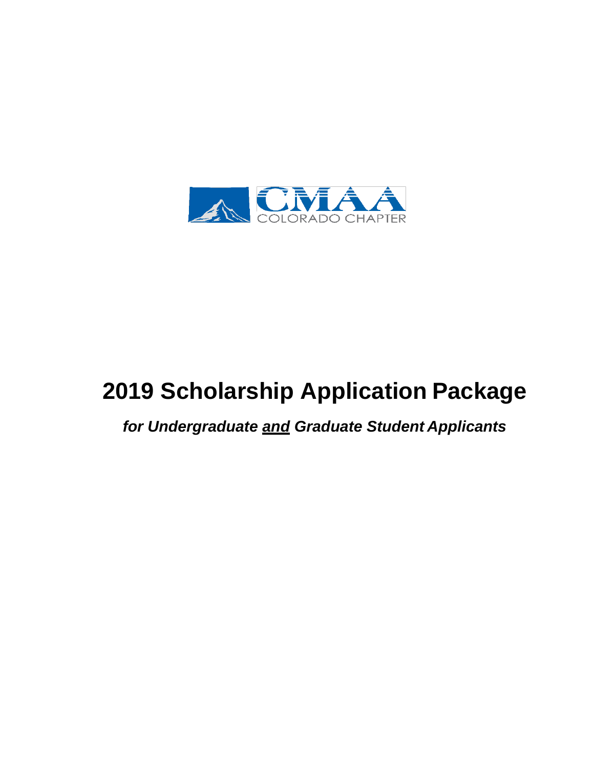CMAA COLORADO CHAPTER

# 2019 Scholarship Application Package

***for Undergraduate <u>and</u> Graduate Student Applicants***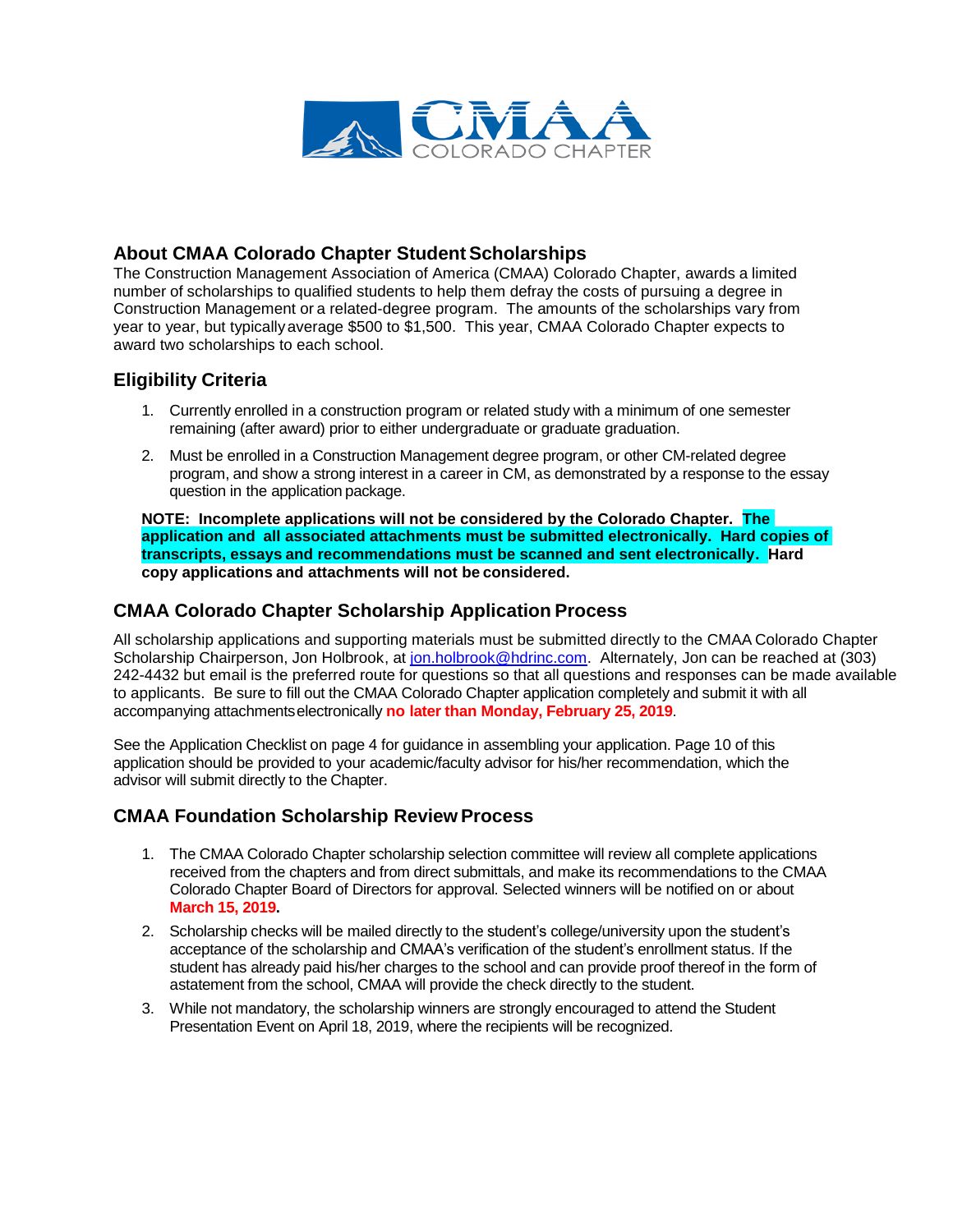CMAA COLORADO CHAPTER

## About CMAA Colorado Chapter Student Scholarships

The Construction Management Association of America (CMAA) Colorado Chapter, awards a limited number of scholarships to qualified students to help them defray the costs of pursuing a degree in Construction Management or a related-degree program. The amounts of the scholarships vary from year to year, but typically average $500 to $1,500. This year, CMAA Colorado Chapter expects to award two scholarships to each school.

## Eligibility Criteria

1. Currently enrolled in a construction program or related study with a minimum of one semester remaining (after award) prior to either undergraduate or graduate graduation.
2. Must be enrolled in a Construction Management degree program, or other CM-related degree program, and show a strong interest in a career in CM, as demonstrated by a response to the essay question in the application package.

**NOTE: Incomplete applications will not be considered by the Colorado Chapter. The application and all associated attachments must be submitted electronically. Hard copies of transcripts, essays and recommendations must be scanned and sent electronically. Hard copy applications and attachments will not be considered.**

## CMAA Colorado Chapter Scholarship Application Process

All scholarship applications and supporting materials must be submitted directly to the CMAA Colorado Chapter Scholarship Chairperson, Jon Holbrook, at jon.holbrook@hdrinc.com. Alternately, Jon can be reached at (303) 242-4432 but email is the preferred route for questions so that all questions and responses can be made available to applicants. Be sure to fill out the CMAA Colorado Chapter application completely and submit it with all accompanying attachments electronically **no later than Monday, February 25, 2019**.

See the Application Checklist on page 4 for guidance in assembling your application. Page 10 of this application should be provided to your academic/faculty advisor for his/her recommendation, which the advisor will submit directly to the Chapter.

## CMAA Foundation Scholarship Review Process

1. The CMAA Colorado Chapter scholarship selection committee will review all complete applications received from the chapters and from direct submittals, and make its recommendations to the CMAA Colorado Chapter Board of Directors for approval. Selected winners will be notified on or about **March 15, 2019.**
2. Scholarship checks will be mailed directly to the student's college/university upon the student's acceptance of the scholarship and CMAA's verification of the student's enrollment status. If the student has already paid his/her charges to the school and can provide proof thereof in the form of astatement from the school, CMAA will provide the check directly to the student.
3. While not mandatory, the scholarship winners are strongly encouraged to attend the Student Presentation Event on April 18, 2019, where the recipients will be recognized.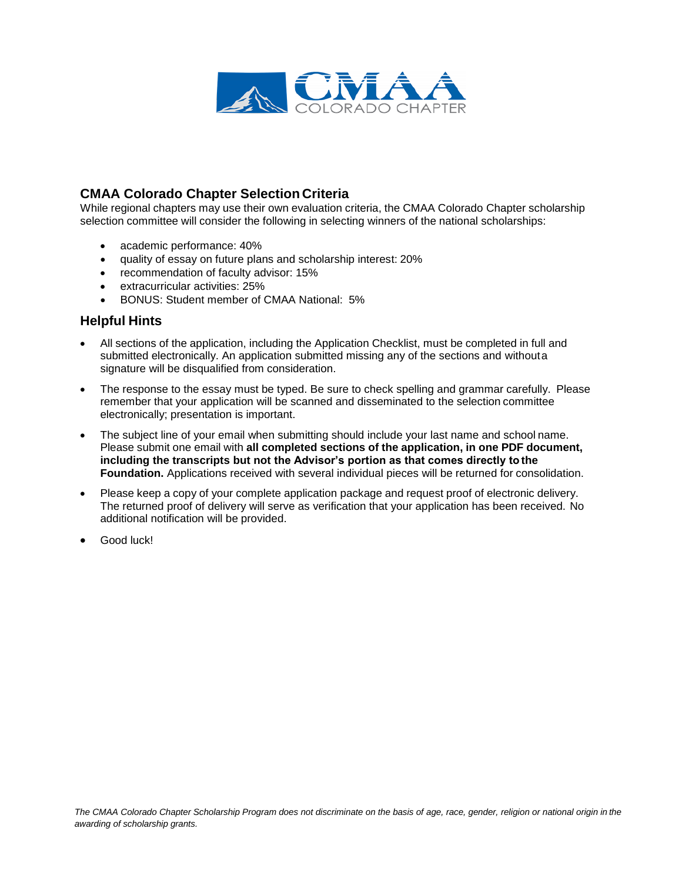## CMAA Colorado Chapter Selection Criteria

While regional chapters may use their own evaluation criteria, the CMAA Colorado Chapter scholarship selection committee will consider the following in selecting winners of the national scholarships:

- academic performance: 40%
- quality of essay on future plans and scholarship interest: 20%
- recommendation of faculty advisor: 15%
- extracurricular activities: 25%
- BONUS: Student member of CMAA National: 5%

## Helpful Hints

- All sections of the application, including the Application Checklist, must be completed in full and submitted electronically. An application submitted missing any of the sections and without a signature will be disqualified from consideration.
- The response to the essay must be typed. Be sure to check spelling and grammar carefully. Please remember that your application will be scanned and disseminated to the selection committee electronically; presentation is important.
- The subject line of your email when submitting should include your last name and school name. Please submit one email with **all completed sections of the application, in one PDF document, including the transcripts but not the Advisor's portion as that comes directly to the Foundation.** Applications received with several individual pieces will be returned for consolidation.
- Please keep a copy of your complete application package and request proof of electronic delivery. The returned proof of delivery will serve as verification that your application has been received. No additional notification will be provided.
- Good luck!

*The CMAA Colorado Chapter Scholarship Program does not discriminate on the basis of age, race, gender, religion or national origin in the awarding of scholarship grants.*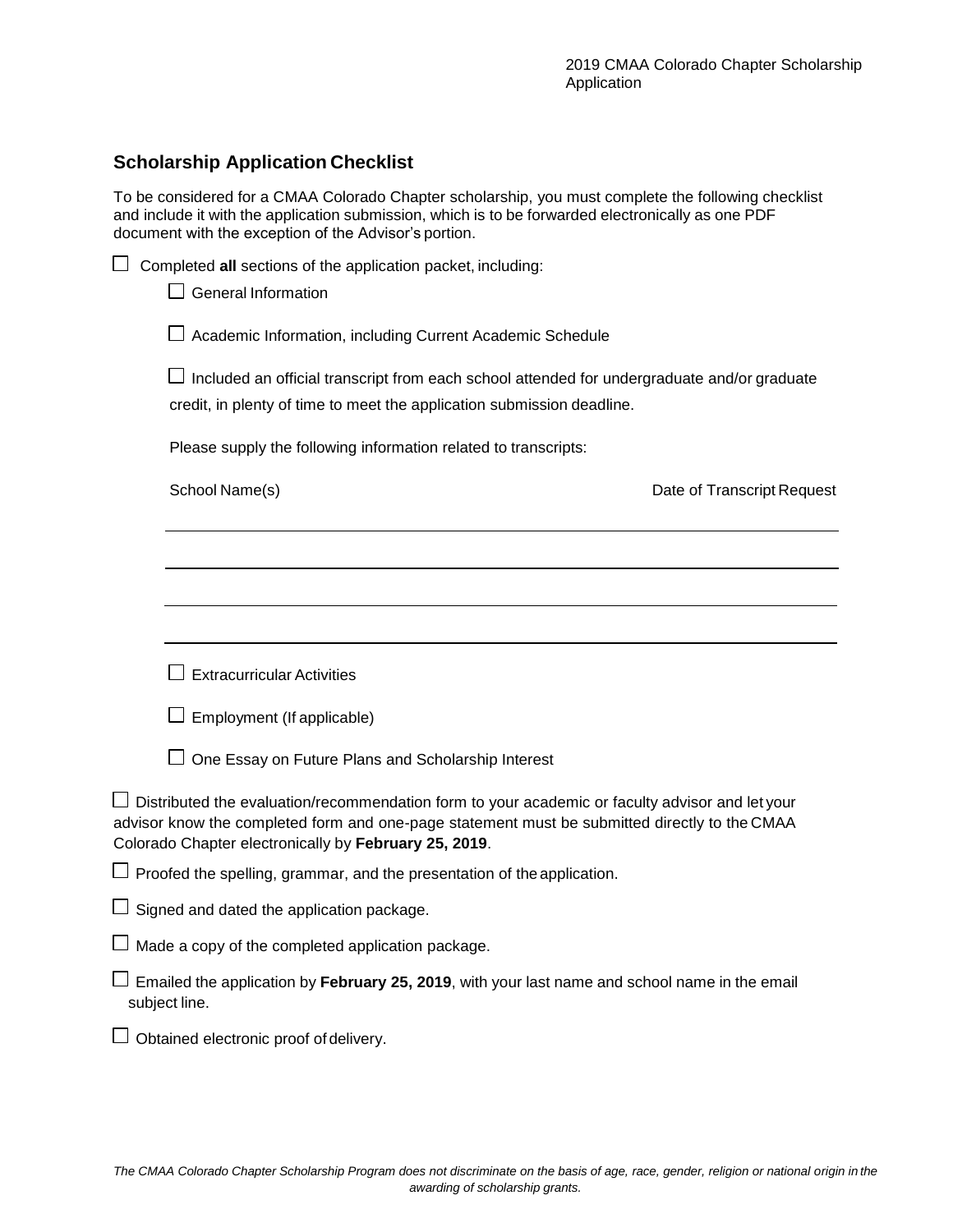## Scholarship Application Checklist

To be considered for a CMAA Colorado Chapter scholarship, you must complete the following checklist and include it with the application submission, which is to be forwarded electronically as one PDF document with the exception of the Advisor's portion.

- ☐ Completed **all** sections of the application packet, including:
  - ☐ General Information
  - ☐ Academic Information, including Current Academic Schedule
  - ☐ Included an official transcript from each school attended for undergraduate and/or graduate credit, in plenty of time to meet the application submission deadline.

    Please supply the following information related to transcripts:

    | School Name(s) | Date of Transcript Request |
    | --- | --- |
    | | |
    | | |
    | | |
    | | |

  - ☐ Extracurricular Activities
  - ☐ Employment (If applicable)
  - ☐ One Essay on Future Plans and Scholarship Interest
- ☐ Distributed the evaluation/recommendation form to your academic or faculty advisor and let your advisor know the completed form and one-page statement must be submitted directly to the CMAA Colorado Chapter electronically by **February 25, 2019**.
- ☐ Proofed the spelling, grammar, and the presentation of the application.
- ☐ Signed and dated the application package.
- ☐ Made a copy of the completed application package.
- ☐ Emailed the application by **February 25, 2019**, with your last name and school name in the email subject line.
- ☐ Obtained electronic proof of delivery.

*The CMAA Colorado Chapter Scholarship Program does not discriminate on the basis of age, race, gender, religion or national origin in the awarding of scholarship grants.*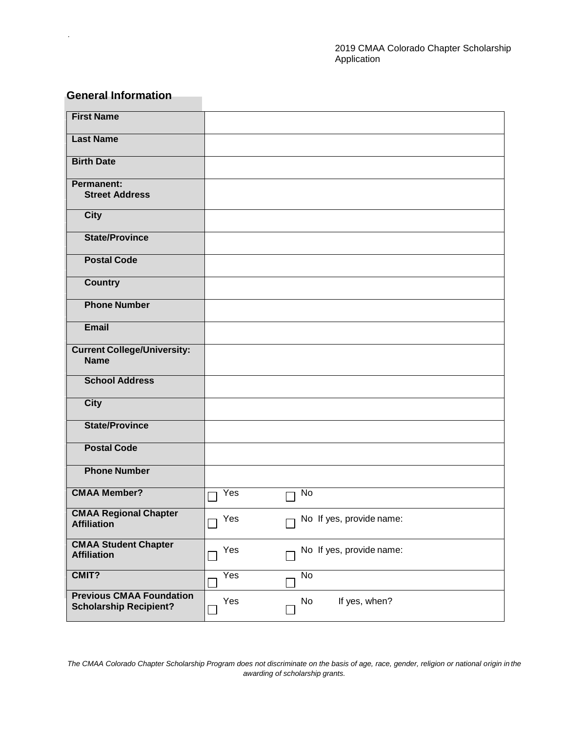## General Information

| | |
|---|---|
| **First Name** | |
| **Last Name** | |
| **Birth Date** | |
| **Permanent: Street Address** | |
| **City** | |
| **State/Province** | |
| **Postal Code** | |
| **Country** | |
| **Phone Number** | |
| **Email** | |
| **Current College/University: Name** | |
| **School Address** | |
| **City** | |
| **State/Province** | |
| **Postal Code** | |
| **Phone Number** | |
| **CMAA Member?** | ☐ Yes ☐ No |
| **CMAA Regional Chapter Affiliation** | ☐ Yes ☐ No If yes, provide name: |
| **CMAA Student Chapter Affiliation** | ☐ Yes ☐ No If yes, provide name: |
| **CMIT?** | ☐ Yes ☐ No |
| **Previous CMAA Foundation Scholarship Recipient?** | ☐ Yes ☐ No If yes, when? |

*The CMAA Colorado Chapter Scholarship Program does not discriminate on the basis of age, race, gender, religion or national origin in the awarding of scholarship grants.*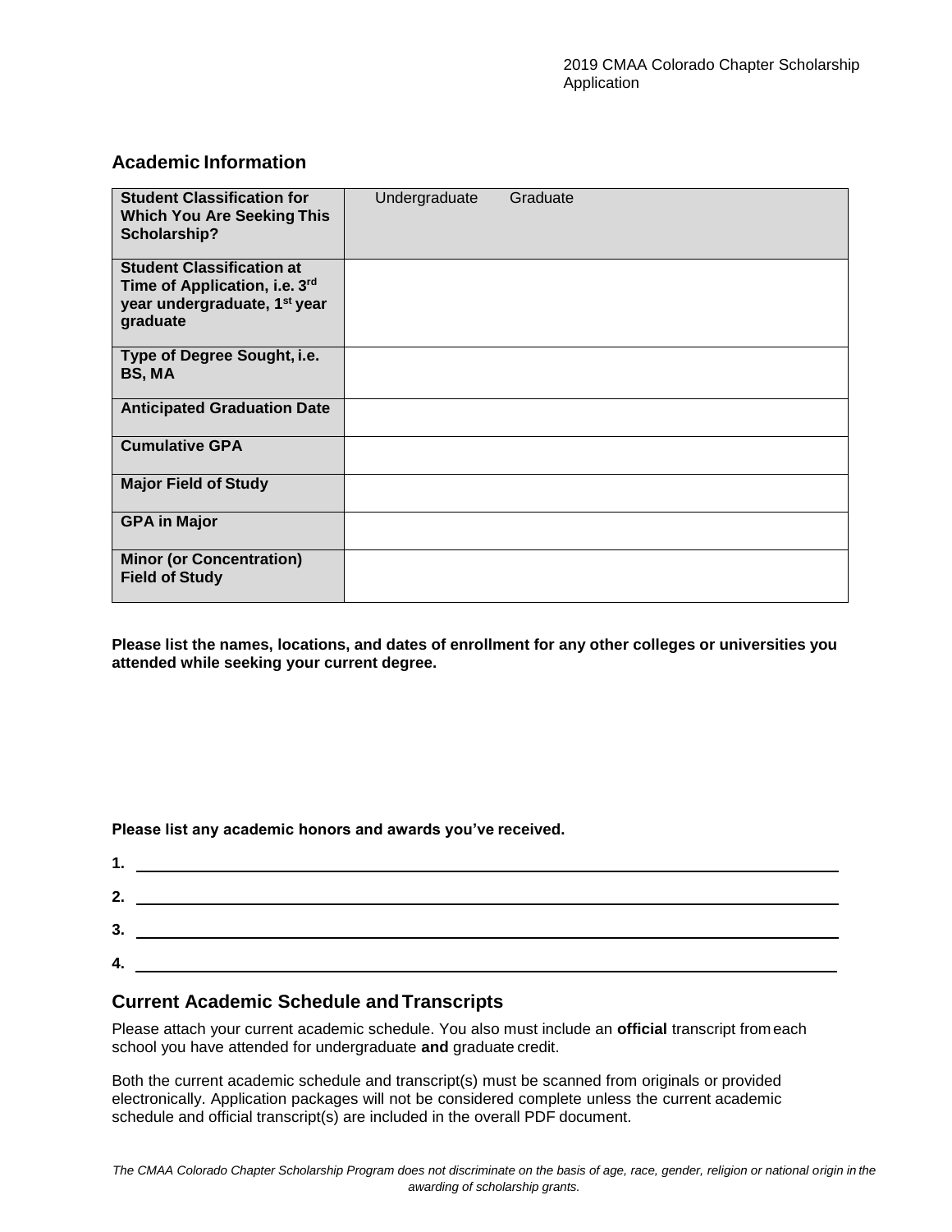## Academic Information

| | |
|---|---|
| **Student Classification for Which You Are Seeking This Scholarship?** | Undergraduate Graduate |
| **Student Classification at Time of Application, i.e. 3rd year undergraduate, 1st year graduate** | |
| **Type of Degree Sought, i.e. BS, MA** | |
| **Anticipated Graduation Date** | |
| **Cumulative GPA** | |
| **Major Field of Study** | |
| **GPA in Major** | |
| **Minor (or Concentration) Field of Study** | |

**Please list the names, locations, and dates of enrollment for any other colleges or universities you attended while seeking your current degree.**

**Please list any academic honors and awards you've received.**

**1.** ______________________________

**2.** ______________________________

**3.** ______________________________

**4.** ______________________________

## Current Academic Schedule and Transcripts

Please attach your current academic schedule. You also must include an **official** transcript from each school you have attended for undergraduate **and** graduate credit.

Both the current academic schedule and transcript(s) must be scanned from originals or provided electronically. Application packages will not be considered complete unless the current academic schedule and official transcript(s) are included in the overall PDF document.

*The CMAA Colorado Chapter Scholarship Program does not discriminate on the basis of age, race, gender, religion or national origin in the awarding of scholarship grants.*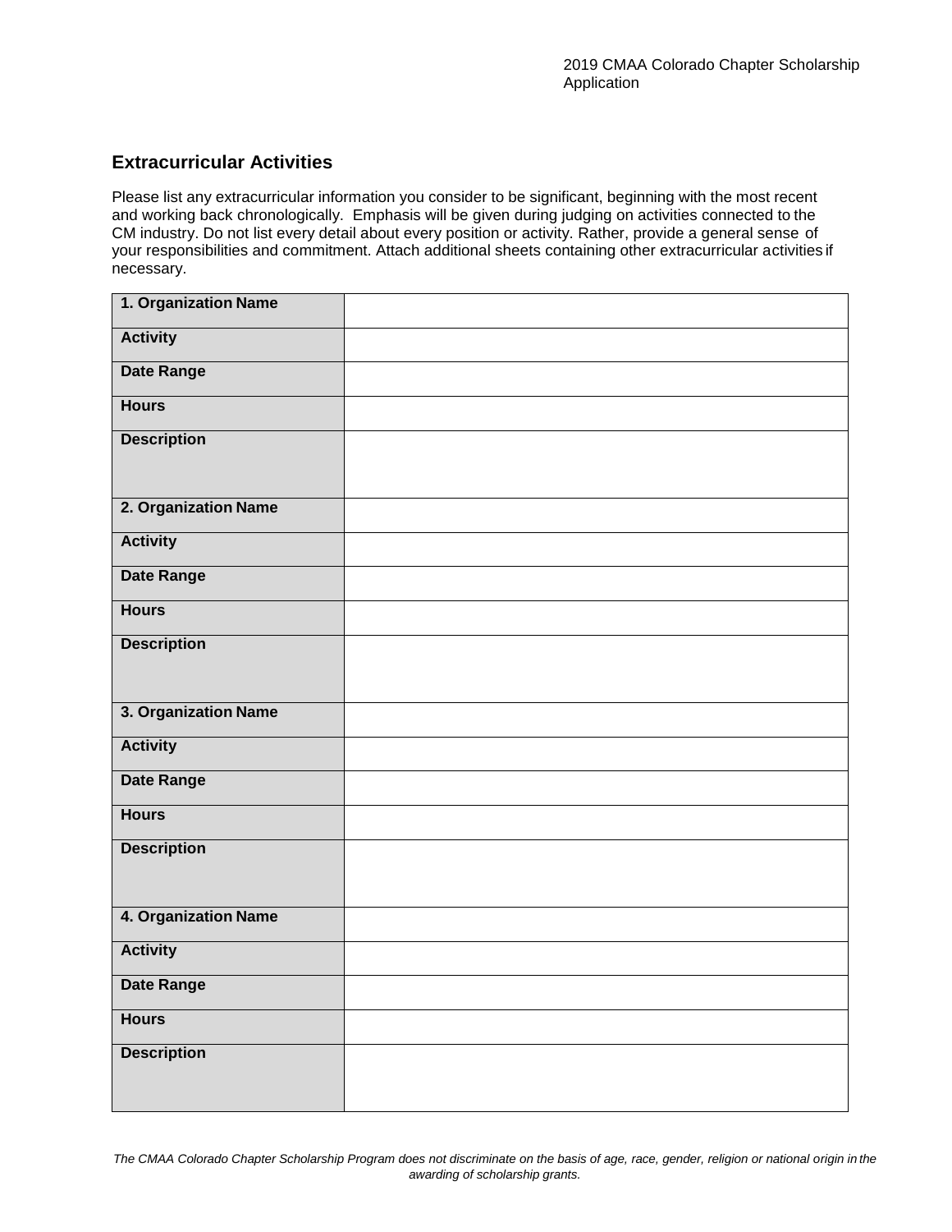## Extracurricular Activities

Please list any extracurricular information you consider to be significant, beginning with the most recent and working back chronologically. Emphasis will be given during judging on activities connected to the CM industry. Do not list every detail about every position or activity. Rather, provide a general sense of your responsibilities and commitment. Attach additional sheets containing other extracurricular activities if necessary.

| | |
|---|---|
| **1. Organization Name** | |
| **Activity** | |
| **Date Range** | |
| **Hours** | |
| **Description** | |
| **2. Organization Name** | |
| **Activity** | |
| **Date Range** | |
| **Hours** | |
| **Description** | |
| **3. Organization Name** | |
| **Activity** | |
| **Date Range** | |
| **Hours** | |
| **Description** | |
| **4. Organization Name** | |
| **Activity** | |
| **Date Range** | |
| **Hours** | |
| **Description** | |

*The CMAA Colorado Chapter Scholarship Program does not discriminate on the basis of age, race, gender, religion or national origin in the awarding of scholarship grants.*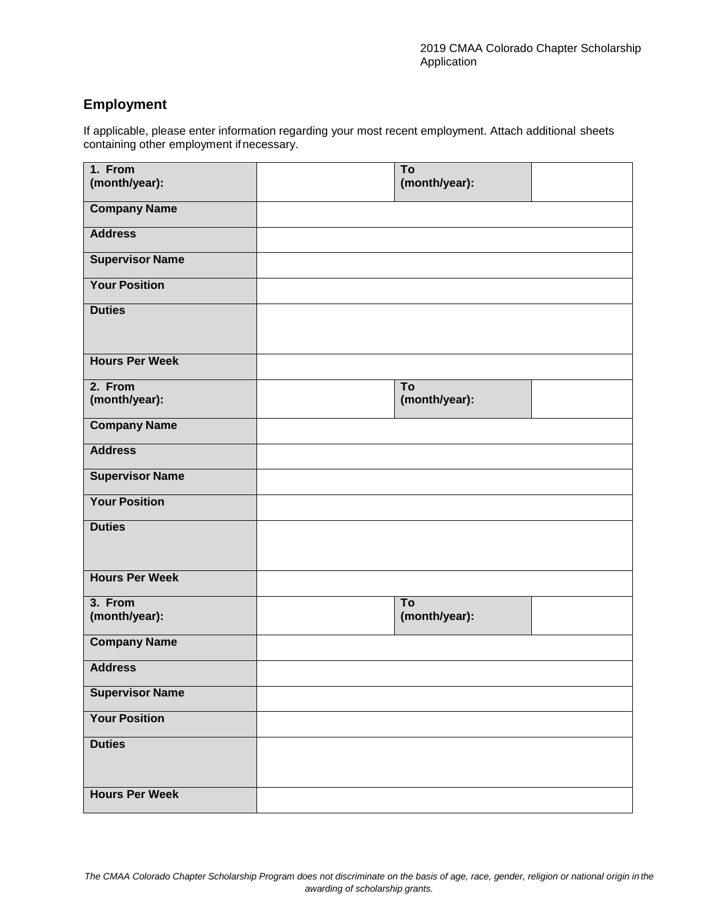## Employment

If applicable, please enter information regarding your most recent employment. Attach additional sheets containing other employment if necessary.

| | | | |
|---|---|---|---|
| **1. From (month/year):** | | **To (month/year):** | |
| **Company Name** | | | |
| **Address** | | | |
| **Supervisor Name** | | | |
| **Your Position** | | | |
| **Duties** | | | |
| **Hours Per Week** | | | |
| **2. From (month/year):** | | **To (month/year):** | |
| **Company Name** | | | |
| **Address** | | | |
| **Supervisor Name** | | | |
| **Your Position** | | | |
| **Duties** | | | |
| **Hours Per Week** | | | |
| **3. From (month/year):** | | **To (month/year):** | |
| **Company Name** | | | |
| **Address** | | | |
| **Supervisor Name** | | | |
| **Your Position** | | | |
| **Duties** | | | |
| **Hours Per Week** | | | |

*The CMAA Colorado Chapter Scholarship Program does not discriminate on the basis of age, race, gender, religion or national origin in the awarding of scholarship grants.*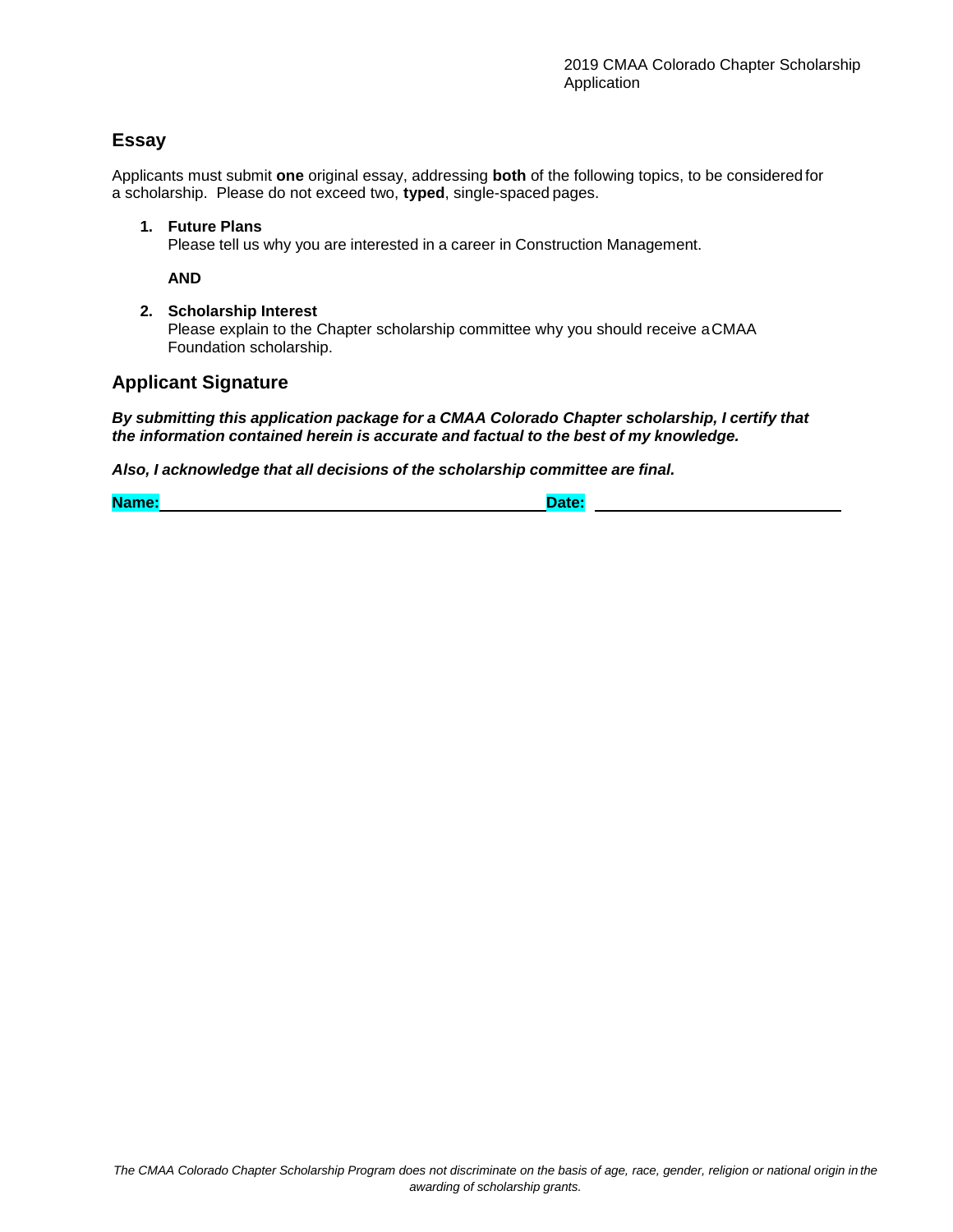## Essay

Applicants must submit **one** original essay, addressing **both** of the following topics, to be considered for a scholarship. Please do not exceed two, **typed**, single-spaced pages.

1. **Future Plans**
   Please tell us why you are interested in a career in Construction Management.

   **AND**

2. **Scholarship Interest**
   Please explain to the Chapter scholarship committee why you should receive a CMAA Foundation scholarship.

## Applicant Signature

***By submitting this application package for a CMAA Colorado Chapter scholarship, I certify that the information contained herein is accurate and factual to the best of my knowledge.***

***Also, I acknowledge that all decisions of the scholarship committee are final.***

**Name:** ______________________________ **Date:** ____________________

*The CMAA Colorado Chapter Scholarship Program does not discriminate on the basis of age, race, gender, religion or national origin in the awarding of scholarship grants.*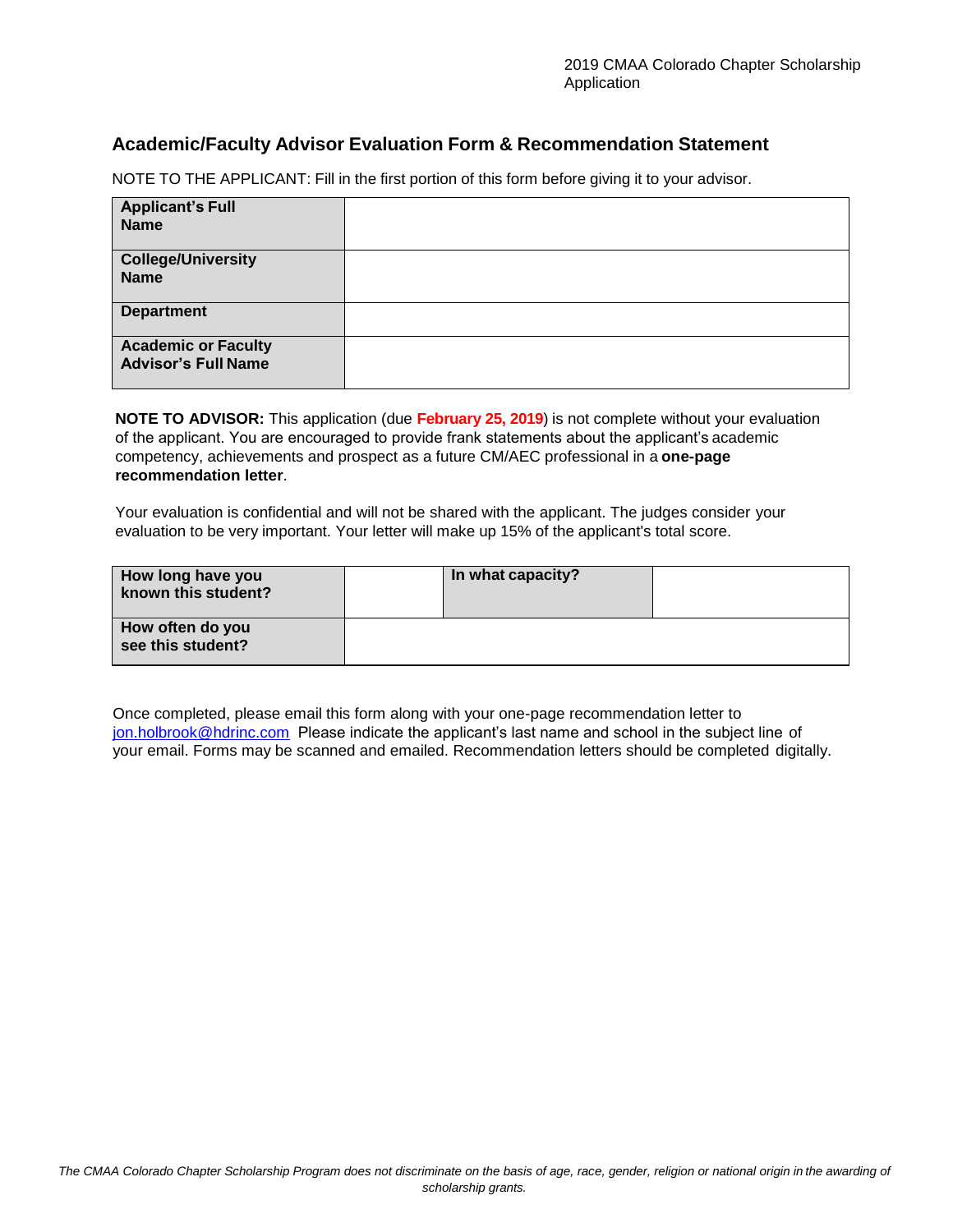## Academic/Faculty Advisor Evaluation Form & Recommendation Statement

NOTE TO THE APPLICANT: Fill in the first portion of this form before giving it to your advisor.

| | |
|---|---|
| **Applicant's Full Name** | |
| **College/University Name** | |
| **Department** | |
| **Academic or Faculty Advisor's Full Name** | |

**NOTE TO ADVISOR:** This application (due **February 25, 2019**) is not complete without your evaluation of the applicant. You are encouraged to provide frank statements about the applicant's academic competency, achievements and prospect as a future CM/AEC professional in a **one-page recommendation letter**.

Your evaluation is confidential and will not be shared with the applicant. The judges consider your evaluation to be very important. Your letter will make up 15% of the applicant's total score.

| | | | |
|---|---|---|---|
| **How long have you known this student?** | | **In what capacity?** | |
| **How often do you see this student?** | | | |

Once completed, please email this form along with your one-page recommendation letter to jon.holbrook@hdrinc.com Please indicate the applicant's last name and school in the subject line of your email. Forms may be scanned and emailed. Recommendation letters should be completed digitally.

*The CMAA Colorado Chapter Scholarship Program does not discriminate on the basis of age, race, gender, religion or national origin in the awarding of scholarship grants.*